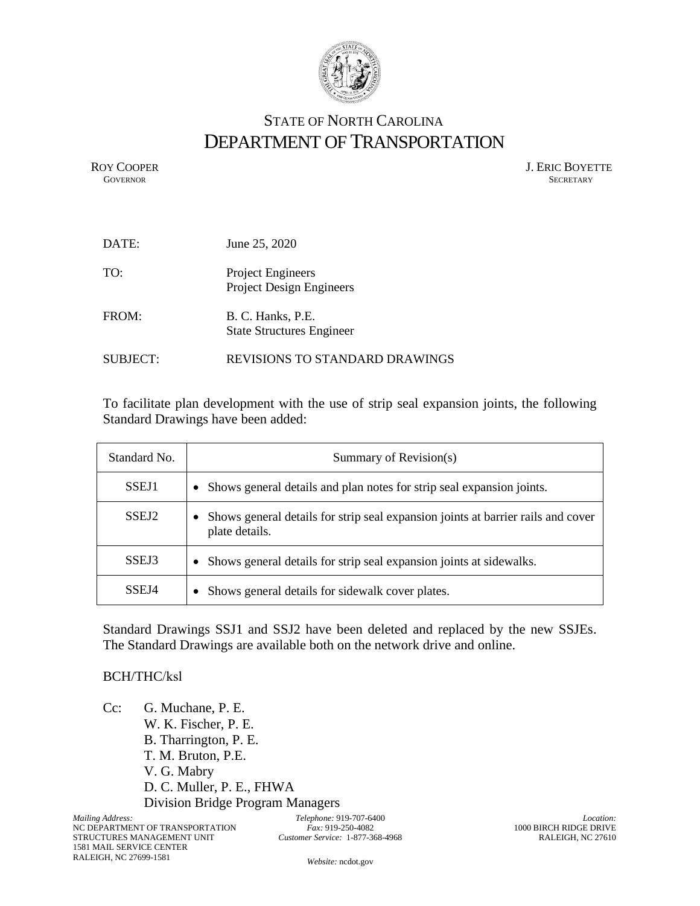STATE OF NORTH CAROLINA

# DEPARTMENT OF TRANSPORTATION

ROY COOPER
GOVERNOR

J. ERIC BOYETTE
SECRETARY

DATE: June 25, 2020

TO: Project Engineers
Project Design Engineers

FROM: B. C. Hanks, P.E.
State Structures Engineer

SUBJECT: REVISIONS TO STANDARD DRAWINGS

To facilitate plan development with the use of strip seal expansion joints, the following Standard Drawings have been added:

| Standard No. | Summary of Revision(s) |
|---|---|
| SSEJ1 | • Shows general details and plan notes for strip seal expansion joints. |
| SSEJ2 | • Shows general details for strip seal expansion joints at barrier rails and cover plate details. |
| SSEJ3 | • Shows general details for strip seal expansion joints at sidewalks. |
| SSEJ4 | • Shows general details for sidewalk cover plates. |

Standard Drawings SSJ1 and SSJ2 have been deleted and replaced by the new SSJEs. The Standard Drawings are available both on the network drive and online.

BCH/THC/ksl

Cc: G. Muchane, P. E.
W. K. Fischer, P. E.
B. Tharrington, P. E.
T. M. Bruton, P.E.
V. G. Mabry
D. C. Muller, P. E., FHWA
Division Bridge Program Managers

*Mailing Address:*
NC DEPARTMENT OF TRANSPORTATION
STRUCTURES MANAGEMENT UNIT
1581 MAIL SERVICE CENTER
RALEIGH, NC 27699-1581

*Telephone:* 919-707-6400
*Fax:* 919-250-4082
*Customer Service:* 1-877-368-4968

*Website:* ncdot.gov

*Location:*
1000 BIRCH RIDGE DRIVE
RALEIGH, NC 27610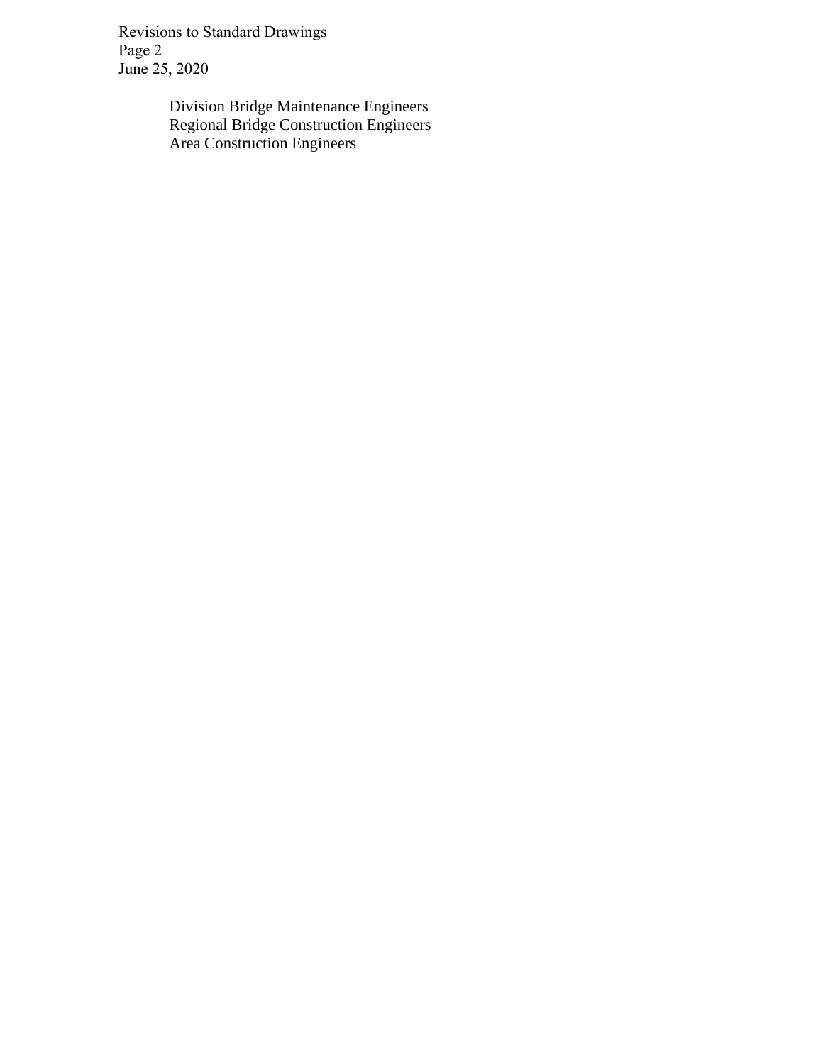Division Bridge Maintenance Engineers
Regional Bridge Construction Engineers
Area Construction Engineers